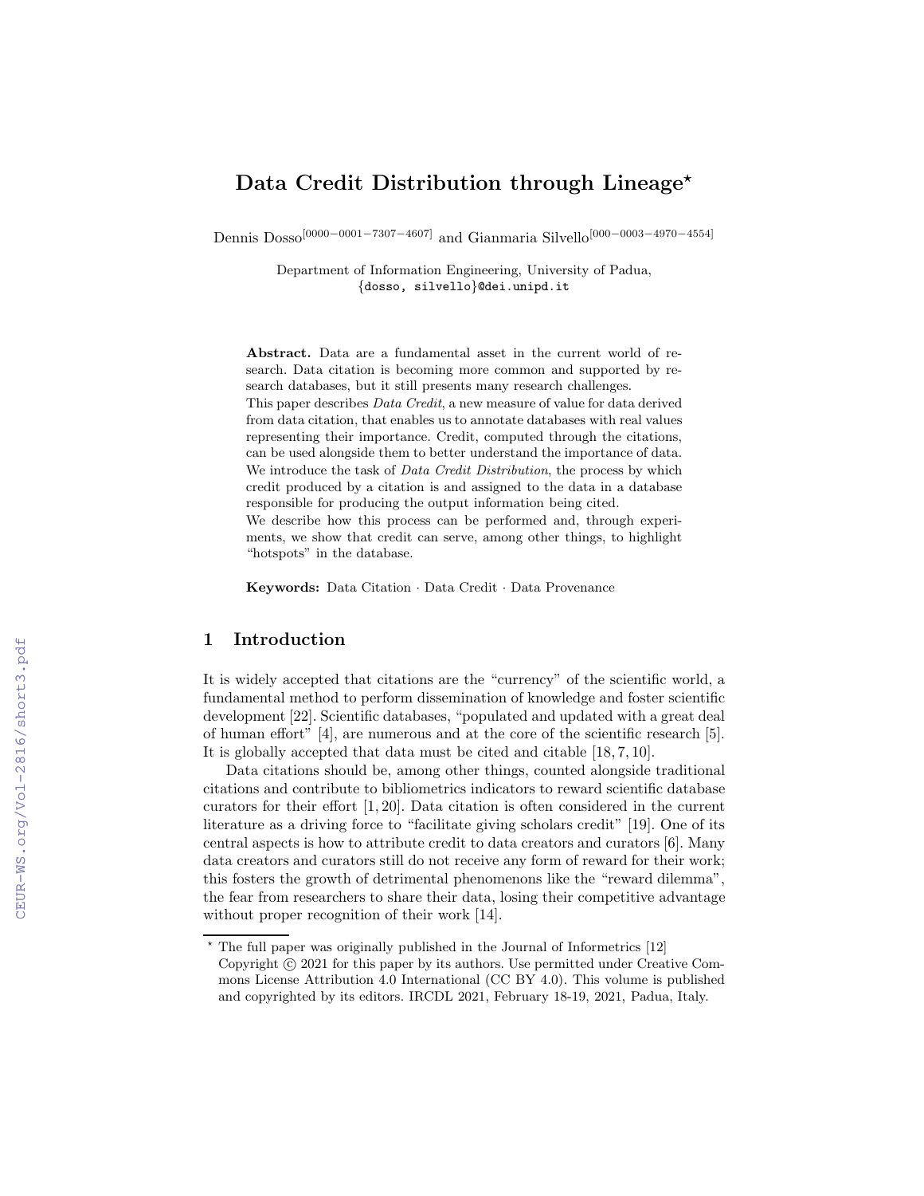# Data Credit Distribution through Lineage*

Dennis Dosso[0000-0001-7307-4607] and Gianmaria Silvello[000-0003-4970-4554]

Department of Information Engineering, University of Padua,
{dosso, silvello}@dei.unipd.it

**Abstract.** Data are a fundamental asset in the current world of research. Data citation is becoming more common and supported by research databases, but it still presents many research challenges.
This paper describes *Data Credit*, a new measure of value for data derived from data citation, that enables us to annotate databases with real values representing their importance. Credit, computed through the citations, can be used alongside them to better understand the importance of data.
We introduce the task of *Data Credit Distribution*, the process by which credit produced by a citation is and assigned to the data in a database responsible for producing the output information being cited.
We describe how this process can be performed and, through experiments, we show that credit can serve, among other things, to highlight "hotspots" in the database.

**Keywords:** Data Citation · Data Credit · Data Provenance

## 1 Introduction

It is widely accepted that citations are the "currency" of the scientific world, a fundamental method to perform dissemination of knowledge and foster scientific development [22]. Scientific databases, "populated and updated with a great deal of human effort" [4], are numerous and at the core of the scientific research [5]. It is globally accepted that data must be cited and citable [18, 7, 10].

Data citations should be, among other things, counted alongside traditional citations and contribute to bibliometrics indicators to reward scientific database curators for their effort [1, 20]. Data citation is often considered in the current literature as a driving force to "facilitate giving scholars credit" [19]. One of its central aspects is how to attribute credit to data creators and curators [6]. Many data creators and curators still do not receive any form of reward for their work; this fosters the growth of detrimental phenomenons like the "reward dilemma", the fear from researchers to share their data, losing their competitive advantage without proper recognition of their work [14].

* The full paper was originally published in the Journal of Informetrics [12]
Copyright © 2021 for this paper by its authors. Use permitted under Creative Commons License Attribution 4.0 International (CC BY 4.0). This volume is published and copyrighted by its editors. IRCDL 2021, February 18-19, 2021, Padua, Italy.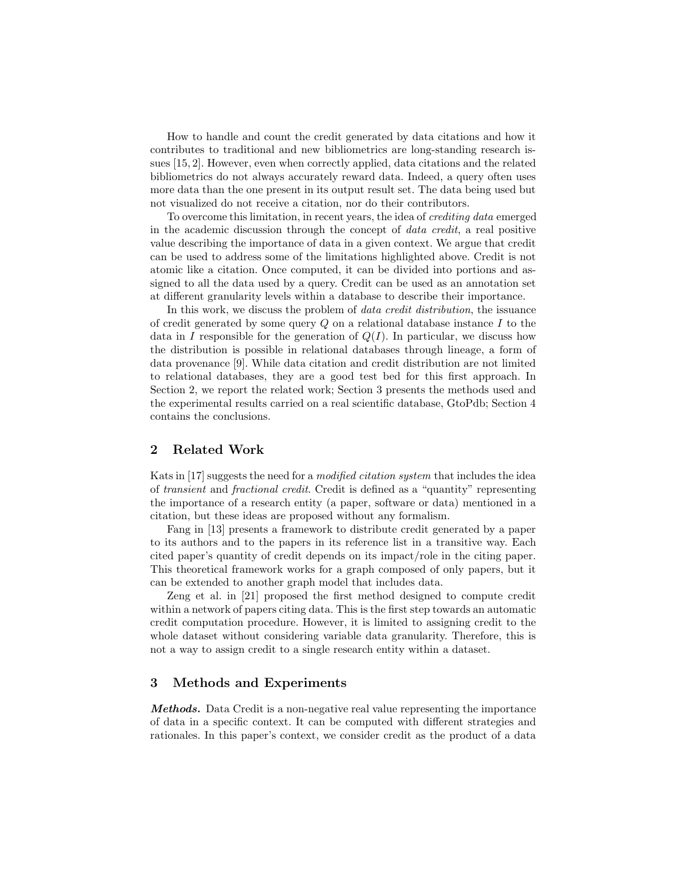How to handle and count the credit generated by data citations and how it contributes to traditional and new bibliometrics are long-standing research issues [15, 2]. However, even when correctly applied, data citations and the related bibliometrics do not always accurately reward data. Indeed, a query often uses more data than the one present in its output result set. The data being used but not visualized do not receive a citation, nor do their contributors.

To overcome this limitation, in recent years, the idea of *crediting data* emerged in the academic discussion through the concept of *data credit*, a real positive value describing the importance of data in a given context. We argue that credit can be used to address some of the limitations highlighted above. Credit is not atomic like a citation. Once computed, it can be divided into portions and assigned to all the data used by a query. Credit can be used as an annotation set at different granularity levels within a database to describe their importance.

In this work, we discuss the problem of *data credit distribution*, the issuance of credit generated by some query $Q$ on a relational database instance $I$ to the data in $I$ responsible for the generation of $Q(I)$. In particular, we discuss how the distribution is possible in relational databases through lineage, a form of data provenance [9]. While data citation and credit distribution are not limited to relational databases, they are a good test bed for this first approach. In Section 2, we report the related work; Section 3 presents the methods used and the experimental results carried on a real scientific database, GtoPdb; Section 4 contains the conclusions.

## 2 Related Work

Kats in [17] suggests the need for a *modified citation system* that includes the idea of *transient* and *fractional credit*. Credit is defined as a "quantity" representing the importance of a research entity (a paper, software or data) mentioned in a citation, but these ideas are proposed without any formalism.

Fang in [13] presents a framework to distribute credit generated by a paper to its authors and to the papers in its reference list in a transitive way. Each cited paper's quantity of credit depends on its impact/role in the citing paper. This theoretical framework works for a graph composed of only papers, but it can be extended to another graph model that includes data.

Zeng et al. in [21] proposed the first method designed to compute credit within a network of papers citing data. This is the first step towards an automatic credit computation procedure. However, it is limited to assigning credit to the whole dataset without considering variable data granularity. Therefore, this is not a way to assign credit to a single research entity within a dataset.

## 3 Methods and Experiments

***Methods.*** Data Credit is a non-negative real value representing the importance of data in a specific context. It can be computed with different strategies and rationales. In this paper's context, we consider credit as the product of a data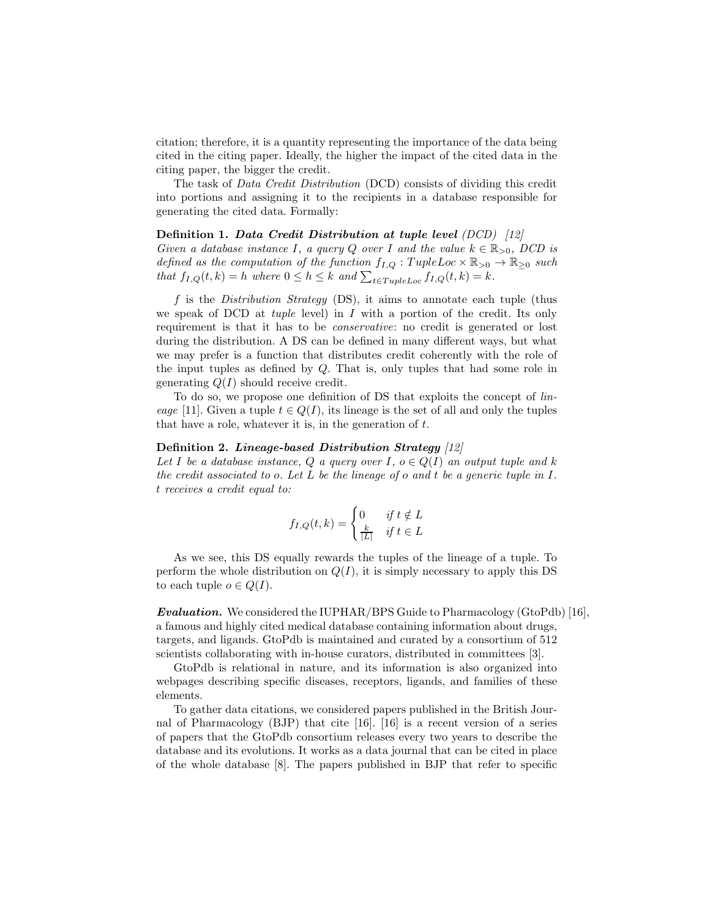citation; therefore, it is a quantity representing the importance of the data being cited in the citing paper. Ideally, the higher the impact of the cited data in the citing paper, the bigger the credit.

The task of *Data Credit Distribution* (DCD) consists of dividing this credit into portions and assigning it to the recipients in a database responsible for generating the cited data. Formally:

**Definition 1.** ***Data Credit Distribution at tuple level*** *(DCD) [12]*
*Given a database instance $I$, a query $Q$ over $I$ and the value $k \in \mathbb{R}_{>0}$, DCD is defined as the computation of the function $f_{I,Q} : TupleLoc \times \mathbb{R}_{>0} \rightarrow \mathbb{R}_{\geq 0}$ such that $f_{I,Q}(t, k) = h$ where $0 \leq h \leq k$ and $\sum_{t \in TupleLoc} f_{I,Q}(t, k) = k$.*

$f$ is the *Distribution Strategy* (DS), it aims to annotate each tuple (thus we speak of DCD at *tuple* level) in $I$ with a portion of the credit. Its only requirement is that it has to be *conservative*: no credit is generated or lost during the distribution. A DS can be defined in many different ways, but what we may prefer is a function that distributes credit coherently with the role of the input tuples as defined by $Q$. That is, only tuples that had some role in generating $Q(I)$ should receive credit.

To do so, we propose one definition of DS that exploits the concept of *lineage* [11]. Given a tuple $t \in Q(I)$, its lineage is the set of all and only the tuples that have a role, whatever it is, in the generation of $t$.

**Definition 2.** ***Lineage-based Distribution Strategy*** *[12]*
*Let $I$ be a database instance, $Q$ a query over $I$, $o \in Q(I)$ an output tuple and $k$ the credit associated to $o$. Let $L$ be the lineage of $o$ and $t$ be a generic tuple in $I$. $t$ receives a credit equal to:*

$$f_{I,Q}(t, k) = \begin{cases} 0 & \text{if } t \notin L \\ \frac{k}{|L|} & \text{if } t \in L \end{cases}$$

As we see, this DS equally rewards the tuples of the lineage of a tuple. To perform the whole distribution on $Q(I)$, it is simply necessary to apply this DS to each tuple $o \in Q(I)$.

***Evaluation.*** We considered the IUPHAR/BPS Guide to Pharmacology (GtoPdb) [16], a famous and highly cited medical database containing information about drugs, targets, and ligands. GtoPdb is maintained and curated by a consortium of 512 scientists collaborating with in-house curators, distributed in committees [3].

GtoPdb is relational in nature, and its information is also organized into webpages describing specific diseases, receptors, ligands, and families of these elements.

To gather data citations, we considered papers published in the British Journal of Pharmacology (BJP) that cite [16]. [16] is a recent version of a series of papers that the GtoPdb consortium releases every two years to describe the database and its evolutions. It works as a data journal that can be cited in place of the whole database [8]. The papers published in BJP that refer to specific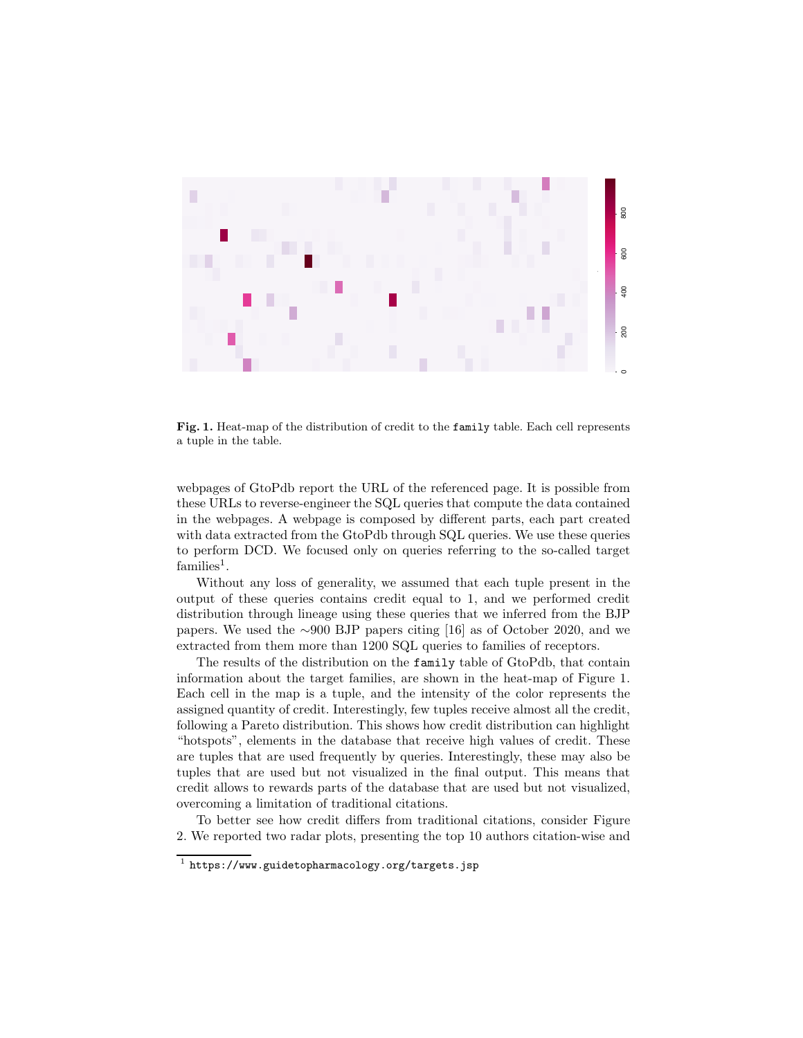**Fig. 1.** Heat-map of the distribution of credit to the `family` table. Each cell represents a tuple in the table.

webpages of GtoPdb report the URL of the referenced page. It is possible from these URLs to reverse-engineer the SQL queries that compute the data contained in the webpages. A webpage is composed by different parts, each part created with data extracted from the GtoPdb through SQL queries. We use these queries to perform DCD. We focused only on queries referring to the so-called target families[1].

Without any loss of generality, we assumed that each tuple present in the output of these queries contains credit equal to 1, and we performed credit distribution through lineage using these queries that we inferred from the BJP papers. We used the ∼900 BJP papers citing [16] as of October 2020, and we extracted from them more than 1200 SQL queries to families of receptors.

The results of the distribution on the `family` table of GtoPdb, that contain information about the target families, are shown in the heat-map of Figure 1. Each cell in the map is a tuple, and the intensity of the color represents the assigned quantity of credit. Interestingly, few tuples receive almost all the credit, following a Pareto distribution. This shows how credit distribution can highlight "hotspots", elements in the database that receive high values of credit. These are tuples that are used frequently by queries. Interestingly, these may also be tuples that are used but not visualized in the final output. This means that credit allows to rewards parts of the database that are used but not visualized, overcoming a limitation of traditional citations.

To better see how credit differs from traditional citations, consider Figure 2. We reported two radar plots, presenting the top 10 authors citation-wise and

[1] `https://www.guidetopharmacology.org/targets.jsp`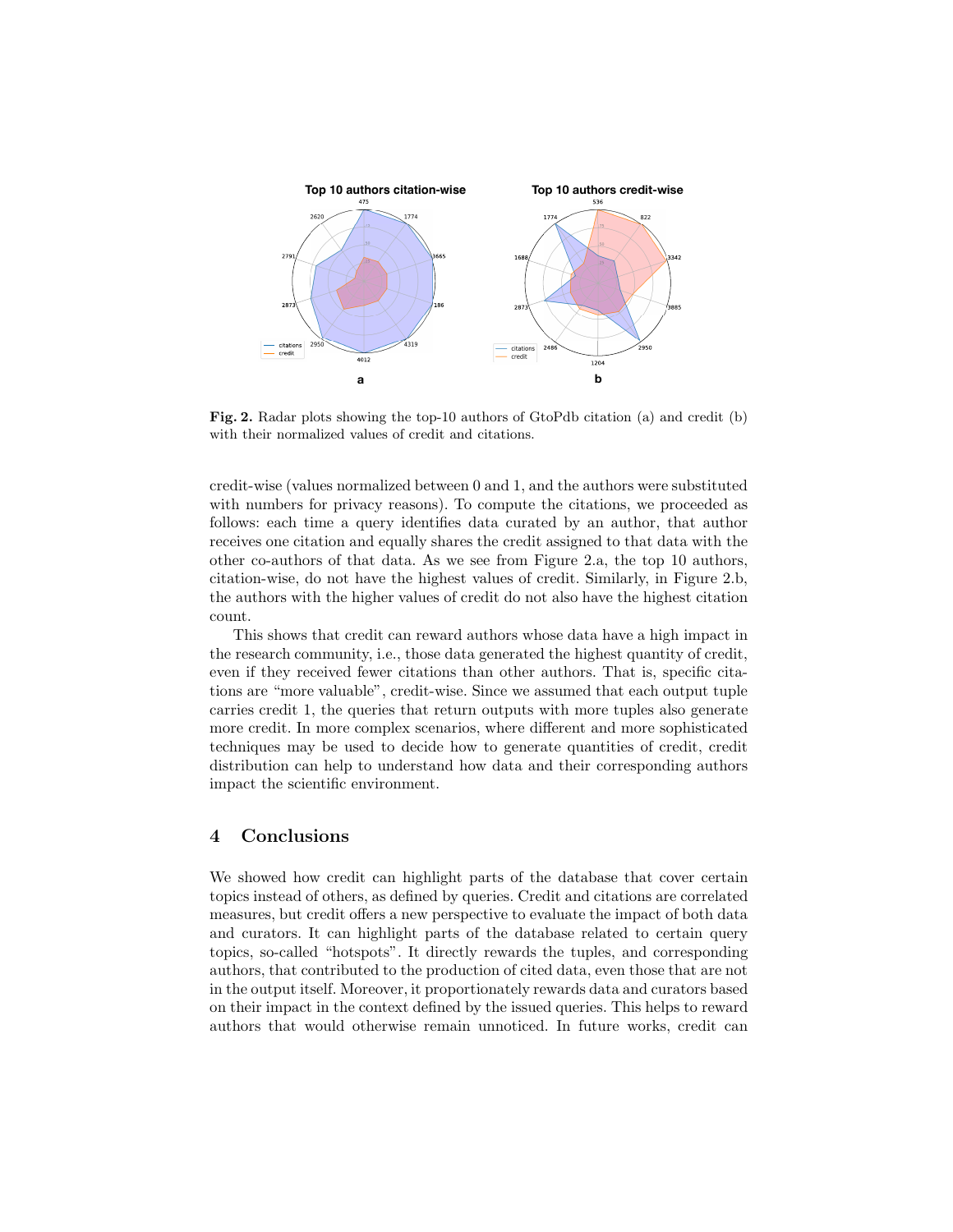**Fig. 2.** Radar plots showing the top-10 authors of GtoPdb citation (a) and credit (b) with their normalized values of credit and citations.

credit-wise (values normalized between 0 and 1, and the authors were substituted with numbers for privacy reasons). To compute the citations, we proceeded as follows: each time a query identifies data curated by an author, that author receives one citation and equally shares the credit assigned to that data with the other co-authors of that data. As we see from Figure 2.a, the top 10 authors, citation-wise, do not have the highest values of credit. Similarly, in Figure 2.b, the authors with the higher values of credit do not also have the highest citation count.

This shows that credit can reward authors whose data have a high impact in the research community, i.e., those data generated the highest quantity of credit, even if they received fewer citations than other authors. That is, specific citations are "more valuable", credit-wise. Since we assumed that each output tuple carries credit 1, the queries that return outputs with more tuples also generate more credit. In more complex scenarios, where different and more sophisticated techniques may be used to decide how to generate quantities of credit, credit distribution can help to understand how data and their corresponding authors impact the scientific environment.

## 4 Conclusions

We showed how credit can highlight parts of the database that cover certain topics instead of others, as defined by queries. Credit and citations are correlated measures, but credit offers a new perspective to evaluate the impact of both data and curators. It can highlight parts of the database related to certain query topics, so-called "hotspots". It directly rewards the tuples, and corresponding authors, that contributed to the production of cited data, even those that are not in the output itself. Moreover, it proportionately rewards data and curators based on their impact in the context defined by the issued queries. This helps to reward authors that would otherwise remain unnoticed. In future works, credit can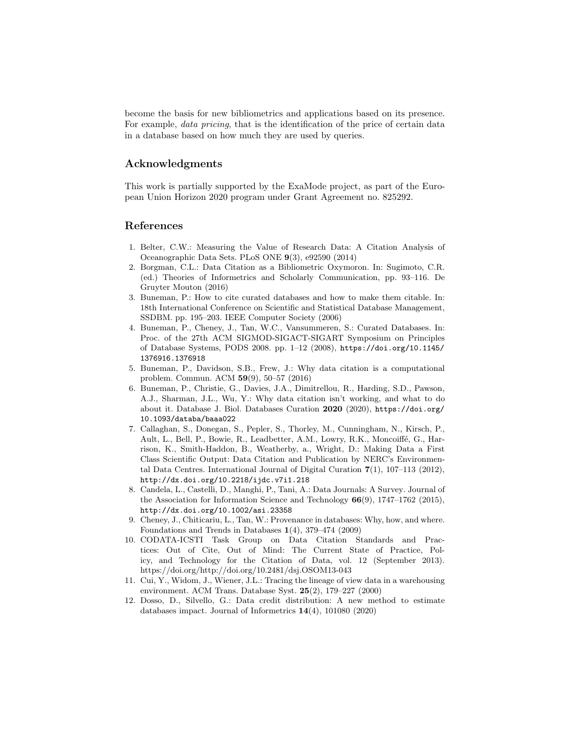become the basis for new bibliometrics and applications based on its presence. For example, *data pricing*, that is the identification of the price of certain data in a database based on how much they are used by queries.

## Acknowledgments

This work is partially supported by the ExaMode project, as part of the European Union Horizon 2020 program under Grant Agreement no. 825292.

## References

1. Belter, C.W.: Measuring the Value of Research Data: A Citation Analysis of Oceanographic Data Sets. PLoS ONE **9**(3), e92590 (2014)
2. Borgman, C.L.: Data Citation as a Bibliometric Oxymoron. In: Sugimoto, C.R. (ed.) Theories of Informetrics and Scholarly Communication, pp. 93–116. De Gruyter Mouton (2016)
3. Buneman, P.: How to cite curated databases and how to make them citable. In: 18th International Conference on Scientific and Statistical Database Management, SSDBM. pp. 195–203. IEEE Computer Society (2006)
4. Buneman, P., Cheney, J., Tan, W.C., Vansummeren, S.: Curated Databases. In: Proc. of the 27th ACM SIGMOD-SIGACT-SIGART Symposium on Principles of Database Systems, PODS 2008. pp. 1–12 (2008), `https://doi.org/10.1145/1376916.1376918`
5. Buneman, P., Davidson, S.B., Frew, J.: Why data citation is a computational problem. Commun. ACM **59**(9), 50–57 (2016)
6. Buneman, P., Christie, G., Davies, J.A., Dimitrellou, R., Harding, S.D., Pawson, A.J., Sharman, J.L., Wu, Y.: Why data citation isn't working, and what to do about it. Database J. Biol. Databases Curation **2020** (2020), `https://doi.org/10.1093/databa/baaa022`
7. Callaghan, S., Donegan, S., Pepler, S., Thorley, M., Cunningham, N., Kirsch, P., Ault, L., Bell, P., Bowie, R., Leadbetter, A.M., Lowry, R.K., Moncoiffé, G., Harrison, K., Smith-Haddon, B., Weatherby, a., Wright, D.: Making Data a First Class Scientific Output: Data Citation and Publication by NERC's Environmental Data Centres. International Journal of Digital Curation **7**(1), 107–113 (2012), `http://dx.doi.org/10.2218/ijdc.v7i1.218`
8. Candela, L., Castelli, D., Manghi, P., Tani, A.: Data Journals: A Survey. Journal of the Association for Information Science and Technology **66**(9), 1747–1762 (2015), `http://dx.doi.org/10.1002/asi.23358`
9. Cheney, J., Chiticariu, L., Tan, W.: Provenance in databases: Why, how, and where. Foundations and Trends in Databases **1**(4), 379–474 (2009)
10. CODATA-ICSTI Task Group on Data Citation Standards and Practices: Out of Cite, Out of Mind: The Current State of Practice, Policy, and Technology for the Citation of Data, vol. 12 (September 2013). https://doi.org/http://doi.org/10.2481/dsj.OSOM13-043
11. Cui, Y., Widom, J., Wiener, J.L.: Tracing the lineage of view data in a warehousing environment. ACM Trans. Database Syst. **25**(2), 179–227 (2000)
12. Dosso, D., Silvello, G.: Data credit distribution: A new method to estimate databases impact. Journal of Informetrics **14**(4), 101080 (2020)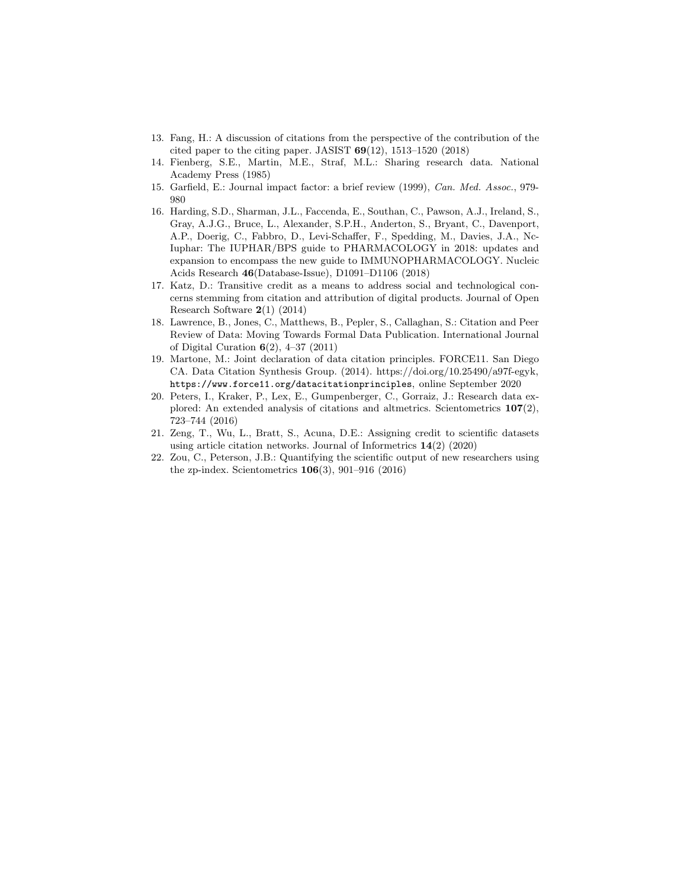13. Fang, H.: A discussion of citations from the perspective of the contribution of the cited paper to the citing paper. JASIST **69**(12), 1513–1520 (2018)
14. Fienberg, S.E., Martin, M.E., Straf, M.L.: Sharing research data. National Academy Press (1985)
15. Garfield, E.: Journal impact factor: a brief review (1999), *Can. Med. Assoc.*, 979-980
16. Harding, S.D., Sharman, J.L., Faccenda, E., Southan, C., Pawson, A.J., Ireland, S., Gray, A.J.G., Bruce, L., Alexander, S.P.H., Anderton, S., Bryant, C., Davenport, A.P., Doerig, C., Fabbro, D., Levi-Schaffer, F., Spedding, M., Davies, J.A., Nc-Iuphar: The IUPHAR/BPS guide to PHARMACOLOGY in 2018: updates and expansion to encompass the new guide to IMMUNOPHARMACOLOGY. Nucleic Acids Research **46**(Database-Issue), D1091–D1106 (2018)
17. Katz, D.: Transitive credit as a means to address social and technological concerns stemming from citation and attribution of digital products. Journal of Open Research Software **2**(1) (2014)
18. Lawrence, B., Jones, C., Matthews, B., Pepler, S., Callaghan, S.: Citation and Peer Review of Data: Moving Towards Formal Data Publication. International Journal of Digital Curation **6**(2), 4–37 (2011)
19. Martone, M.: Joint declaration of data citation principles. FORCE11. San Diego CA. Data Citation Synthesis Group. (2014). https://doi.org/10.25490/a97f-egyk, `https://www.force11.org/datacitationprinciples`, online September 2020
20. Peters, I., Kraker, P., Lex, E., Gumpenberger, C., Gorraiz, J.: Research data explored: An extended analysis of citations and altmetrics. Scientometrics **107**(2), 723–744 (2016)
21. Zeng, T., Wu, L., Bratt, S., Acuna, D.E.: Assigning credit to scientific datasets using article citation networks. Journal of Informetrics **14**(2) (2020)
22. Zou, C., Peterson, J.B.: Quantifying the scientific output of new researchers using the zp-index. Scientometrics **106**(3), 901–916 (2016)